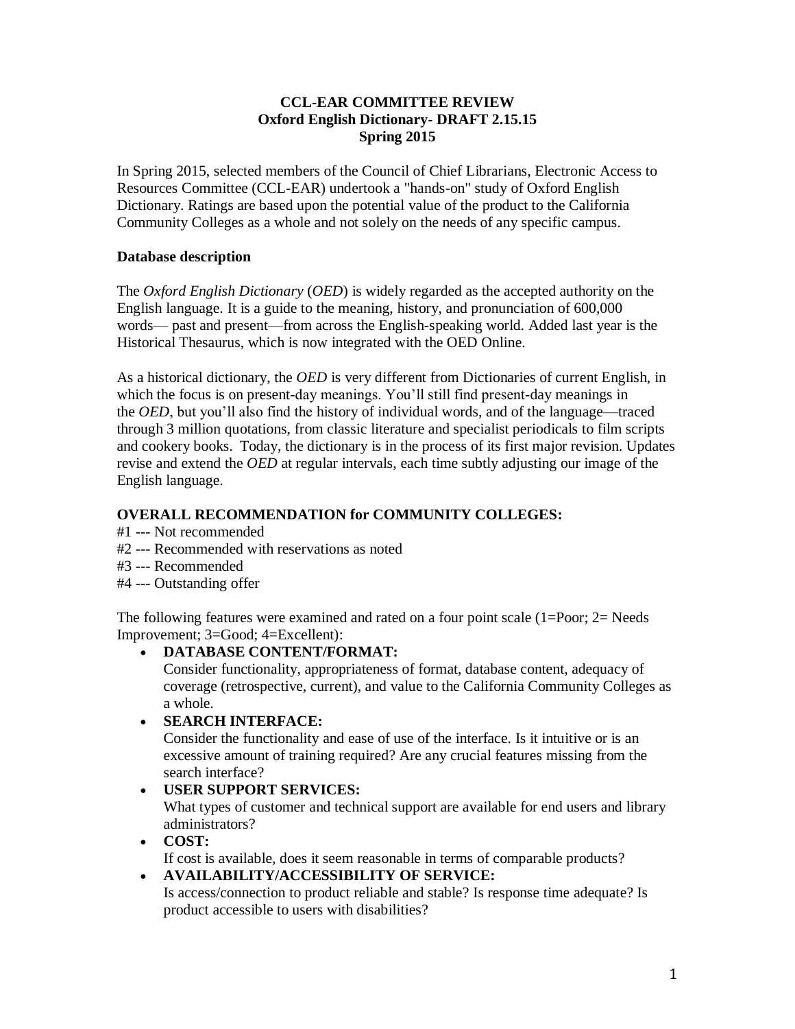**CCL-EAR COMMITTEE REVIEW**
**Oxford English Dictionary- DRAFT 2.15.15**
**Spring 2015**

In Spring 2015, selected members of the Council of Chief Librarians, Electronic Access to Resources Committee (CCL-EAR) undertook a "hands-on" study of Oxford English Dictionary. Ratings are based upon the potential value of the product to the California Community Colleges as a whole and not solely on the needs of any specific campus.

### Database description

The *Oxford English Dictionary* (*OED*) is widely regarded as the accepted authority on the English language. It is a guide to the meaning, history, and pronunciation of 600,000 words— past and present—from across the English-speaking world. Added last year is the Historical Thesaurus, which is now integrated with the OED Online.

As a historical dictionary, the *OED* is very different from Dictionaries of current English, in which the focus is on present-day meanings. You'll still find present-day meanings in the *OED*, but you'll also find the history of individual words, and of the language—traced through 3 million quotations, from classic literature and specialist periodicals to film scripts and cookery books. Today, the dictionary is in the process of its first major revision. Updates revise and extend the *OED* at regular intervals, each time subtly adjusting our image of the English language.

### OVERALL RECOMMENDATION for COMMUNITY COLLEGES:

#1 --- Not recommended
#2 --- Recommended with reservations as noted
#3 --- Recommended
#4 --- Outstanding offer

The following features were examined and rated on a four point scale (1=Poor; 2= Needs Improvement; 3=Good; 4=Excellent):

- **DATABASE CONTENT/FORMAT:**
  Consider functionality, appropriateness of format, database content, adequacy of coverage (retrospective, current), and value to the California Community Colleges as a whole.
- **SEARCH INTERFACE:**
  Consider the functionality and ease of use of the interface. Is it intuitive or is an excessive amount of training required? Are any crucial features missing from the search interface?
- **USER SUPPORT SERVICES:**
  What types of customer and technical support are available for end users and library administrators?
- **COST:**
  If cost is available, does it seem reasonable in terms of comparable products?
- **AVAILABILITY/ACCESSIBILITY OF SERVICE:**
  Is access/connection to product reliable and stable? Is response time adequate? Is product accessible to users with disabilities?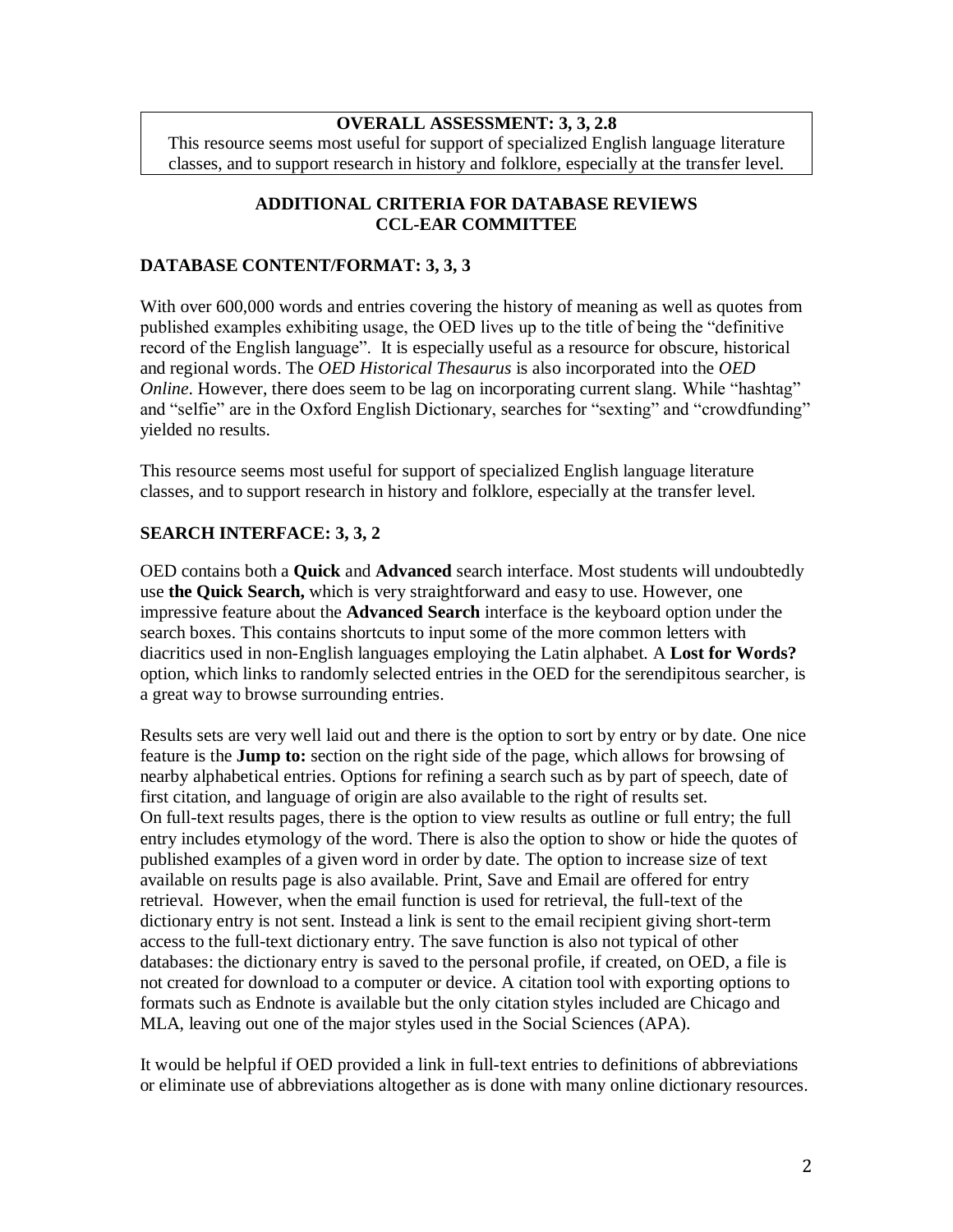**OVERALL ASSESSMENT: 3, 3, 2.8**

This resource seems most useful for support of specialized English language literature classes, and to support research in history and folklore, especially at the transfer level.

## ADDITIONAL CRITERIA FOR DATABASE REVIEWS
## CCL-EAR COMMITTEE

### DATABASE CONTENT/FORMAT: 3, 3, 3

With over 600,000 words and entries covering the history of meaning as well as quotes from published examples exhibiting usage, the OED lives up to the title of being the "definitive record of the English language". It is especially useful as a resource for obscure, historical and regional words. The *OED Historical Thesaurus* is also incorporated into the *OED Online*. However, there does seem to be lag on incorporating current slang. While "hashtag" and "selfie" are in the Oxford English Dictionary, searches for "sexting" and "crowdfunding" yielded no results.

This resource seems most useful for support of specialized English language literature classes, and to support research in history and folklore, especially at the transfer level.

### SEARCH INTERFACE: 3, 3, 2

OED contains both a **Quick** and **Advanced** search interface. Most students will undoubtedly use **the Quick Search,** which is very straightforward and easy to use. However, one impressive feature about the **Advanced Search** interface is the keyboard option under the search boxes. This contains shortcuts to input some of the more common letters with diacritics used in non-English languages employing the Latin alphabet. A **Lost for Words?** option, which links to randomly selected entries in the OED for the serendipitous searcher, is a great way to browse surrounding entries.

Results sets are very well laid out and there is the option to sort by entry or by date. One nice feature is the **Jump to:** section on the right side of the page, which allows for browsing of nearby alphabetical entries. Options for refining a search such as by part of speech, date of first citation, and language of origin are also available to the right of results set. On full-text results pages, there is the option to view results as outline or full entry; the full entry includes etymology of the word. There is also the option to show or hide the quotes of published examples of a given word in order by date. The option to increase size of text available on results page is also available. Print, Save and Email are offered for entry retrieval. However, when the email function is used for retrieval, the full-text of the dictionary entry is not sent. Instead a link is sent to the email recipient giving short-term access to the full-text dictionary entry. The save function is also not typical of other databases: the dictionary entry is saved to the personal profile, if created, on OED, a file is not created for download to a computer or device. A citation tool with exporting options to formats such as Endnote is available but the only citation styles included are Chicago and MLA, leaving out one of the major styles used in the Social Sciences (APA).

It would be helpful if OED provided a link in full-text entries to definitions of abbreviations or eliminate use of abbreviations altogether as is done with many online dictionary resources.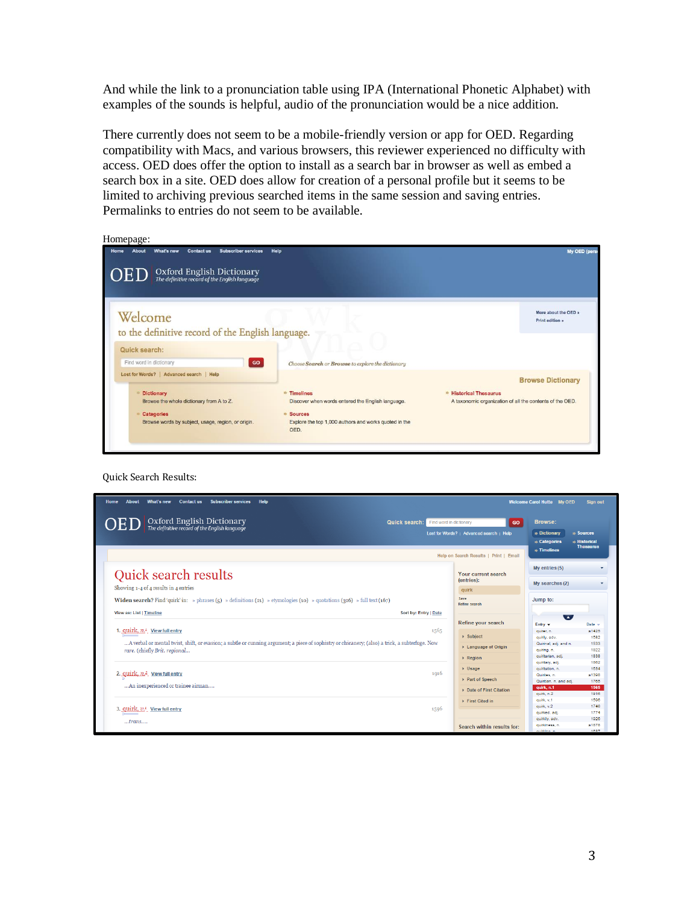And while the link to a pronunciation table using IPA (International Phonetic Alphabet) with examples of the sounds is helpful, audio of the pronunciation would be a nice addition.

There currently does not seem to be a mobile-friendly version or app for OED. Regarding compatibility with Macs, and various browsers, this reviewer experienced no difficulty with access. OED does offer the option to install as a search bar in browser as well as embed a search box in a site. OED does allow for creation of a personal profile but it seems to be limited to archiving previous searched items in the same session and saving entries. Permalinks to entries do not seem to be available.

Homepage:

Quick Search Results: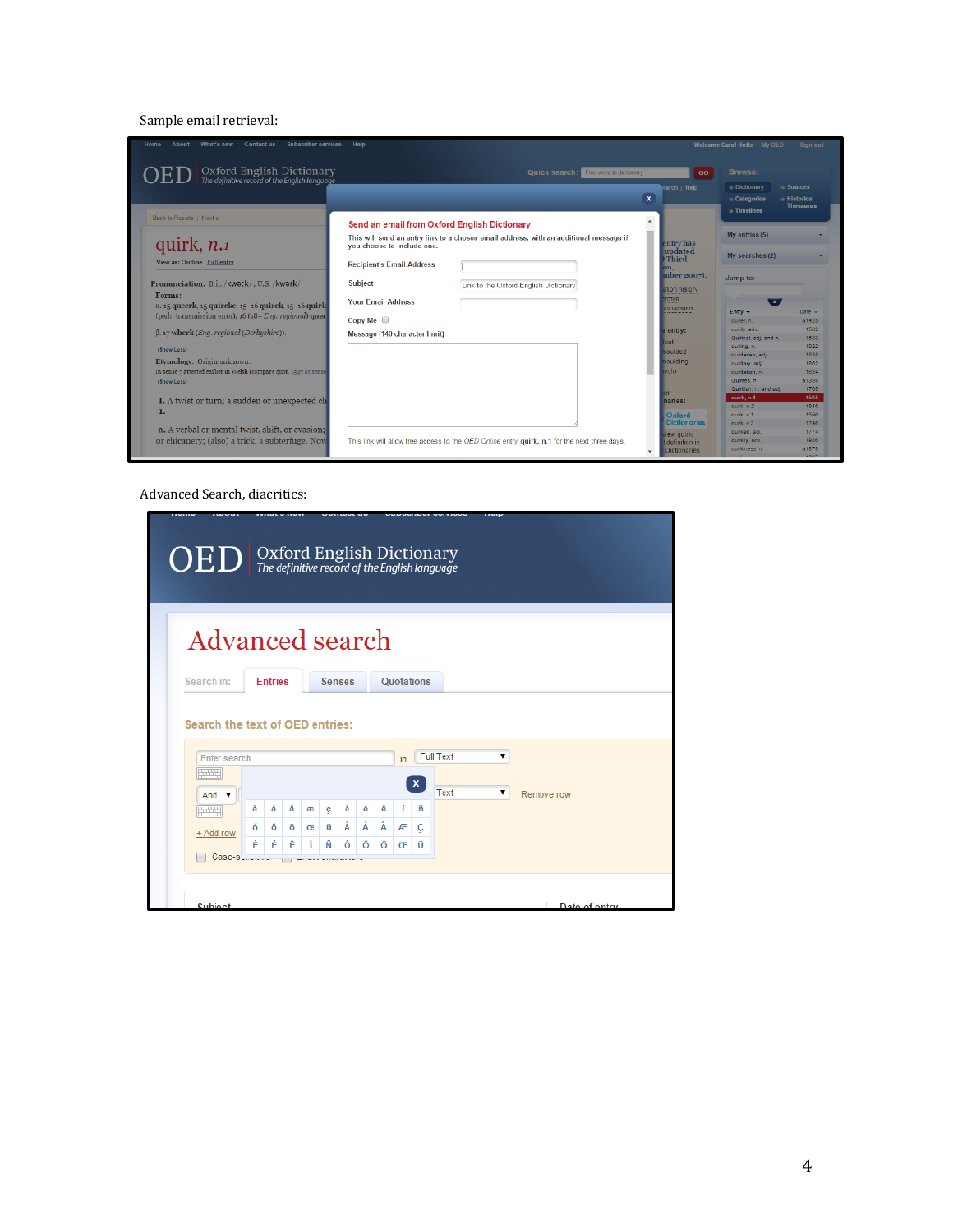Sample email retrieval:

Advanced Search, diacritics: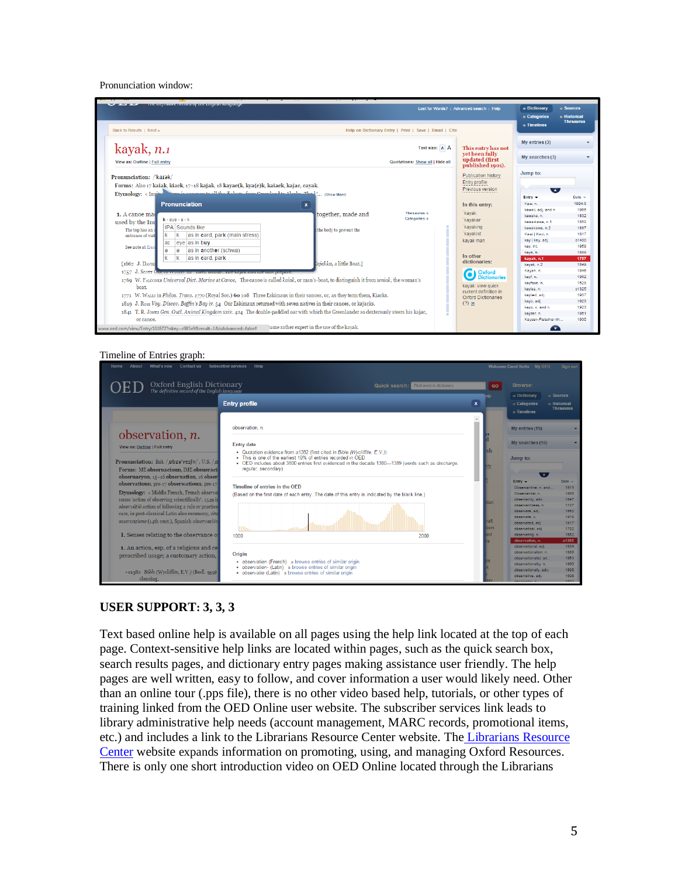Pronunciation window:

Timeline of Entries graph:

**USER SUPPORT: 3, 3, 3**

Text based online help is available on all pages using the help link located at the top of each page. Context-sensitive help links are located within pages, such as the quick search box, search results pages, and dictionary entry pages making assistance user friendly. The help pages are well written, easy to follow, and cover information a user would likely need. Other than an online tour (.pps file), there is no other video based help, tutorials, or other types of training linked from the OED Online user website. The subscriber services link leads to library administrative help needs (account management, MARC records, promotional items, etc.) and includes a link to the Librarians Resource Center website. The Librarians Resource Center website expands information on promoting, using, and managing Oxford Resources. There is only one short introduction video on OED Online located through the Librarians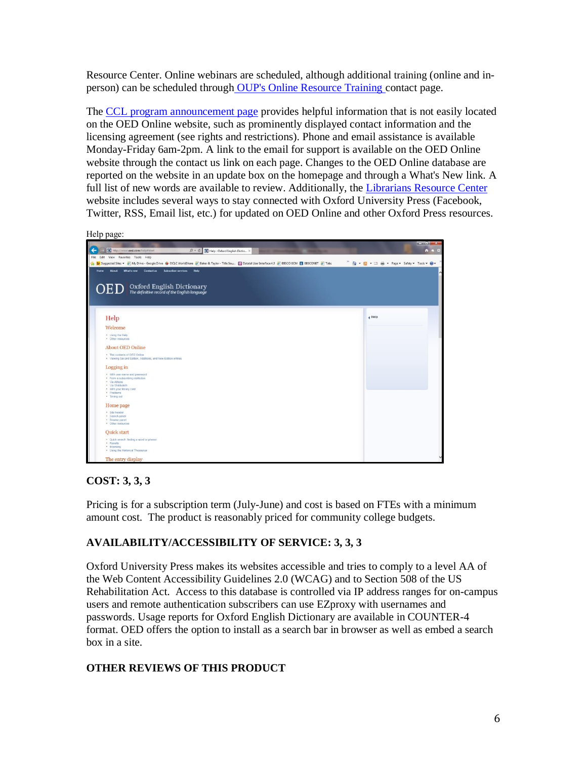Resource Center. Online webinars are scheduled, although additional training (online and in-person) can be scheduled through OUP's Online Resource Training contact page.

The CCL program announcement page provides helpful information that is not easily located on the OED Online website, such as prominently displayed contact information and the licensing agreement (see rights and restrictions). Phone and email assistance is available Monday-Friday 6am-2pm. A link to the email for support is available on the OED Online website through the contact us link on each page. Changes to the OED Online database are reported on the website in an update box on the homepage and through a What's New link. A full list of new words are available to review. Additionally, the Librarians Resource Center website includes several ways to stay connected with Oxford University Press (Facebook, Twitter, RSS, Email list, etc.) for updated on OED Online and other Oxford Press resources.

Help page:

**COST: 3, 3, 3**

Pricing is for a subscription term (July-June) and cost is based on FTEs with a minimum amount cost. The product is reasonably priced for community college budgets.

**AVAILABILITY/ACCESSIBILITY OF SERVICE: 3, 3, 3**

Oxford University Press makes its websites accessible and tries to comply to a level AA of the Web Content Accessibility Guidelines 2.0 (WCAG) and to Section 508 of the US Rehabilitation Act. Access to this database is controlled via IP address ranges for on-campus users and remote authentication subscribers can use EZproxy with usernames and passwords. Usage reports for Oxford English Dictionary are available in COUNTER-4 format. OED offers the option to install as a search bar in browser as well as embed a search box in a site.

**OTHER REVIEWS OF THIS PRODUCT**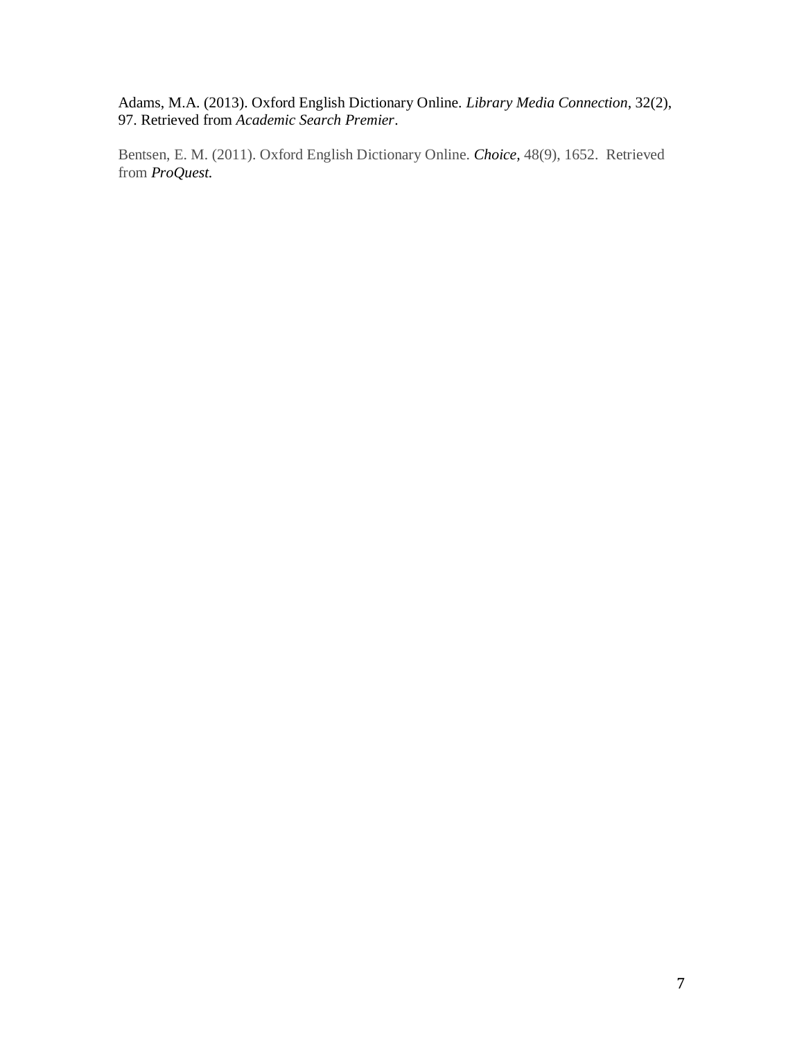Adams, M.A. (2013). Oxford English Dictionary Online. *Library Media Connection*, 32(2), 97. Retrieved from *Academic Search Premier*.

Bentsen, E. M. (2011). Oxford English Dictionary Online. *Choice*, 48(9), 1652. Retrieved from *ProQuest.*